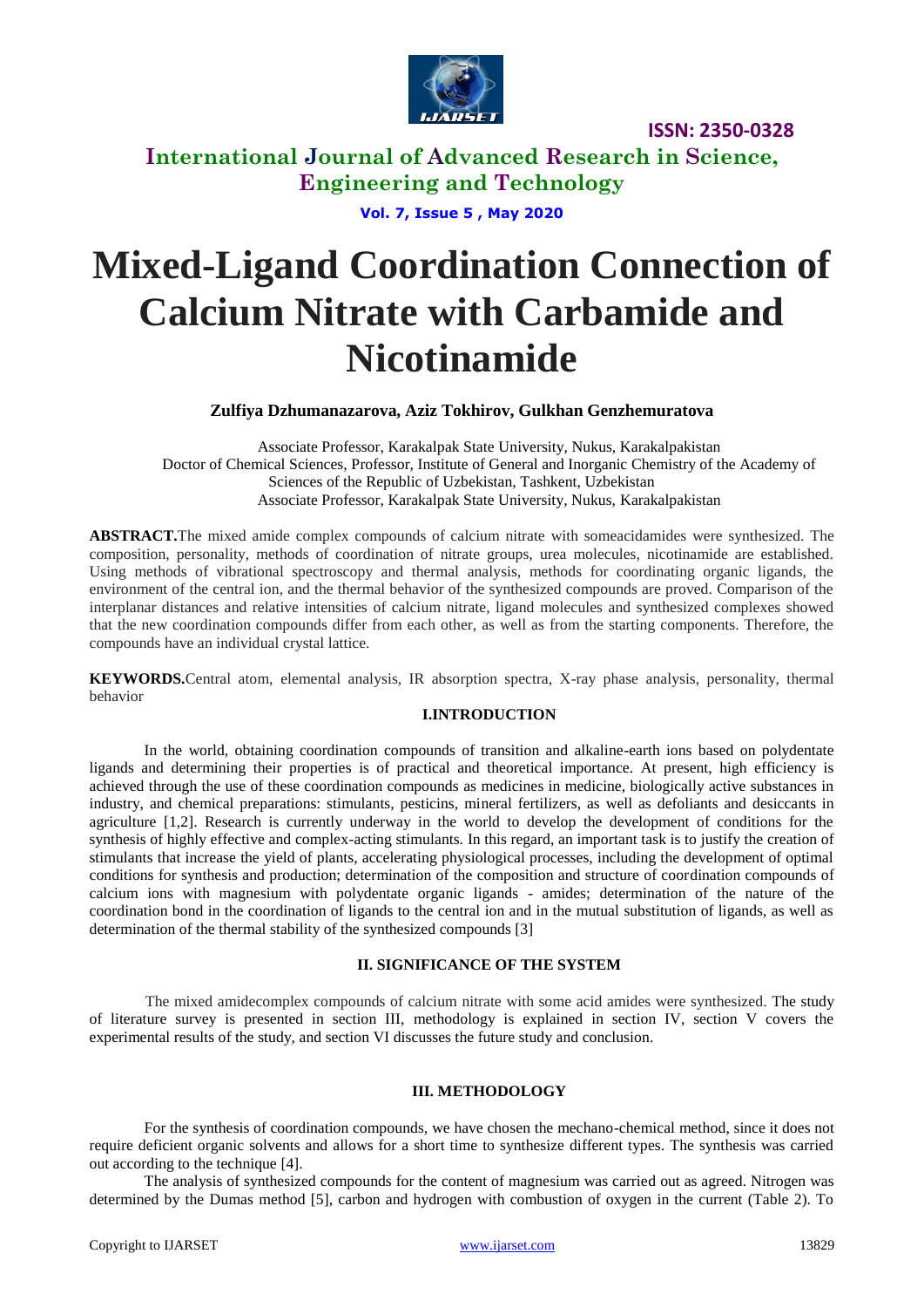# Mixed-Ligand Coordination Connection of Calcium Nitrate with Carbamide and Nicotinamide

**Zulfiya Dzhumanazarova, Aziz Tokhirov, Gulkhan Genzhemuratova**

Associate Professor, Karakalpak State University, Nukus, Karakalpakistan

Doctor of Chemical Sciences, Professor, Institute of General and Inorganic Chemistry of the Academy of Sciences of the Republic of Uzbekistan, Tashkent, Uzbekistan

Associate Professor, Karakalpak State University, Nukus, Karakalpakistan

**ABSTRACT.**The mixed amide complex compounds of calcium nitrate with someacidamides were synthesized. The composition, personality, methods of coordination of nitrate groups, urea molecules, nicotinamide are established. Using methods of vibrational spectroscopy and thermal analysis, methods for coordinating organic ligands, the environment of the central ion, and the thermal behavior of the synthesized compounds are proved. Comparison of the interplanar distances and relative intensities of calcium nitrate, ligand molecules and synthesized complexes showed that the new coordination compounds differ from each other, as well as from the starting components. Therefore, the compounds have an individual crystal lattice.

**KEYWORDS.**Central atom, elemental analysis, IR absorption spectra, X-ray phase analysis, personality, thermal behavior

## I.INTRODUCTION

In the world, obtaining coordination compounds of transition and alkaline-earth ions based on polydentate ligands and determining their properties is of practical and theoretical importance. At present, high efficiency is achieved through the use of these coordination compounds as medicines in medicine, biologically active substances in industry, and chemical preparations: stimulants, pesticins, mineral fertilizers, as well as defoliants and desiccants in agriculture [1,2]. Research is currently underway in the world to develop the development of conditions for the synthesis of highly effective and complex-acting stimulants. In this regard, an important task is to justify the creation of stimulants that increase the yield of plants, accelerating physiological processes, including the development of optimal conditions for synthesis and production; determination of the composition and structure of coordination compounds of calcium ions with magnesium with polydentate organic ligands - amides; determination of the nature of the coordination bond in the coordination of ligands to the central ion and in the mutual substitution of ligands, as well as determination of the thermal stability of the synthesized compounds [3]

## II. SIGNIFICANCE OF THE SYSTEM

The mixed amidecomplex compounds of calcium nitrate with some acid amides were synthesized. The study of literature survey is presented in section III, methodology is explained in section IV, section V covers the experimental results of the study, and section VI discusses the future study and conclusion.

## III. METHODOLOGY

For the synthesis of coordination compounds, we have chosen the mechano-chemical method, since it does not require deficient organic solvents and allows for a short time to synthesize different types. The synthesis was carried out according to the technique [4].

The analysis of synthesized compounds for the content of magnesium was carried out as agreed. Nitrogen was determined by the Dumas method [5], carbon and hydrogen with combustion of oxygen in the current (Table 2). To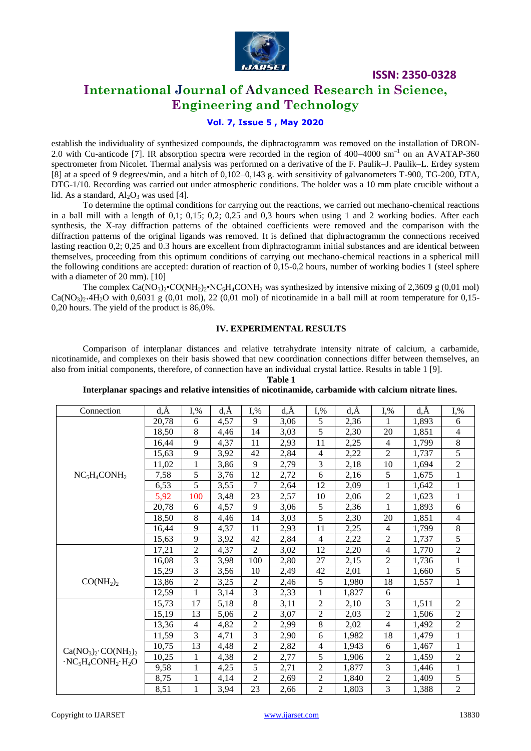establish the individuality of synthesized compounds, the diphractogramm was removed on the installation of DRON-2.0 with Cu-anticode [7]. IR absorption spectra were recorded in the region of 400–4000 $sm^{-1}$ on an AVATAP-360 spectrometer from Nicolet. Thermal analysis was performed on a derivative of the F. Paulik–J. Paulik–L. Erdey system [8] at a speed of 9 degrees/min, and a hitch of 0,102–0,143 g. with sensitivity of galvanometers T-900, TG-200, DTA, DTG-1/10. Recording was carried out under atmospheric conditions. The holder was a 10 mm plate crucible without a lid. As a standard, $Al_2O_3$ was used [4].

To determine the optimal conditions for carrying out the reactions, we carried out mechano-chemical reactions in a ball mill with a length of 0,1; 0,15; 0,2; 0,25 and 0,3 hours when using 1 and 2 working bodies. After each synthesis, the X-ray diffraction patterns of the obtained coefficients were removed and the comparison with the diffraction patterns of the original ligands was removed. It is defined that diphractogramm the connections received lasting reaction 0,2; 0,25 and 0.3 hours are excellent from diphractogramm initial substances and are identical between themselves, proceeding from this optimum conditions of carrying out mechano-chemical reactions in a spherical mill the following conditions are accepted: duration of reaction of 0,15-0,2 hours, number of working bodies 1 (steel sphere with a diameter of 20 mm). [10]

The complex $Ca(NO_3)_2$•$CO(NH_2)_2$•$NC_5H_4CONH_2$ was synthesized by intensive mixing of 2,3609 g (0,01 mol) $Ca(NO_3)_2$.$4H_2O$ with 0,6031 g (0,01 mol), 22 (0,01 mol) of nicotinamide in a ball mill at room temperature for 0,15-0,20 hours. The yield of the product is 86,0%.

## IV. EXPERIMENTAL RESULTS

Comparison of interplanar distances and relative tetrahydrate intensity nitrate of calcium, a carbamide, nicotinamide, and complexes on their basis showed that new coordination connections differ between themselves, an also from initial components, therefore, of connection have an individual crystal lattice. Results in table 1 [9].

**Table 1**

**Interplanar spacings and relative intensities of nicotinamide, carbamide with calcium nitrate lines.**

| Connection | d,Å | I,% | d,Å | I,% | d,Å | I,% | d,Å | I,% | d,Å | I,% |
|---|---|---|---|---|---|---|---|---|---|---|
| $NC_5H_4CONH_2$ | 20,78 | 6 | 4,57 | 9 | 3,06 | 5 | 2,36 | 1 | 1,893 | 6 |
| | 18,50 | 8 | 4,46 | 14 | 3,03 | 5 | 2,30 | 20 | 1,851 | 4 |
| | 16,44 | 9 | 4,37 | 11 | 2,93 | 11 | 2,25 | 4 | 1,799 | 8 |
| | 15,63 | 9 | 3,92 | 42 | 2,84 | 4 | 2,22 | 2 | 1,737 | 5 |
| | 11,02 | 1 | 3,86 | 9 | 2,79 | 3 | 2,18 | 10 | 1,694 | 2 |
| | 7,58 | 5 | 3,76 | 12 | 2,72 | 6 | 2,16 | 5 | 1,675 | 1 |
| | 6,53 | 5 | 3,55 | 7 | 2,64 | 12 | 2,09 | 1 | 1,642 | 1 |
| | 5,92 | 100 | 3,48 | 23 | 2,57 | 10 | 2,06 | 2 | 1,623 | 1 |
| | 20,78 | 6 | 4,57 | 9 | 3,06 | 5 | 2,36 | 1 | 1,893 | 6 |
| | 18,50 | 8 | 4,46 | 14 | 3,03 | 5 | 2,30 | 20 | 1,851 | 4 |
| | 16,44 | 9 | 4,37 | 11 | 2,93 | 11 | 2,25 | 4 | 1,799 | 8 |
| | 15,63 | 9 | 3,92 | 42 | 2,84 | 4 | 2,22 | 2 | 1,737 | 5 |
| $CO(NH_2)_2$ | 17,21 | 2 | 4,37 | 2 | 3,02 | 12 | 2,20 | 4 | 1,770 | 2 |
| | 16,08 | 3 | 3,98 | 100 | 2,80 | 27 | 2,15 | 2 | 1,736 | 1 |
| | 15,29 | 3 | 3,56 | 10 | 2,49 | 42 | 2,01 | 1 | 1,660 | 5 |
| | 13,86 | 2 | 3,25 | 2 | 2,46 | 5 | 1,980 | 18 | 1,557 | 1 |
| | 12,59 | 1 | 3,14 | 3 | 2,33 | 1 | 1,827 | 6 | | |
| $Ca(NO_3)_2\cdot CO(NH_2)_2\cdot NC_5H_4CONH_2\cdot H_2O$ | 15,73 | 17 | 5,18 | 8 | 3,11 | 2 | 2,10 | 3 | 1,511 | 2 |
| | 15,19 | 13 | 5,06 | 2 | 3,07 | 2 | 2,03 | 2 | 1,506 | 2 |
| | 13,36 | 4 | 4,82 | 2 | 2,99 | 8 | 2,02 | 4 | 1,492 | 2 |
| | 11,59 | 3 | 4,71 | 3 | 2,90 | 6 | 1,982 | 18 | 1,479 | 1 |
| | 10,75 | 13 | 4,48 | 2 | 2,82 | 4 | 1,943 | 6 | 1,467 | 1 |
| | 10,25 | 1 | 4,38 | 2 | 2,77 | 5 | 1,906 | 2 | 1,459 | 2 |
| | 9,58 | 1 | 4,25 | 5 | 2,71 | 2 | 1,877 | 3 | 1,446 | 1 |
| | 8,75 | 1 | 4,14 | 2 | 2,69 | 2 | 1,840 | 2 | 1,409 | 5 |
| | 8,51 | 1 | 3,94 | 23 | 2,66 | 2 | 1,803 | 3 | 1,388 | 2 |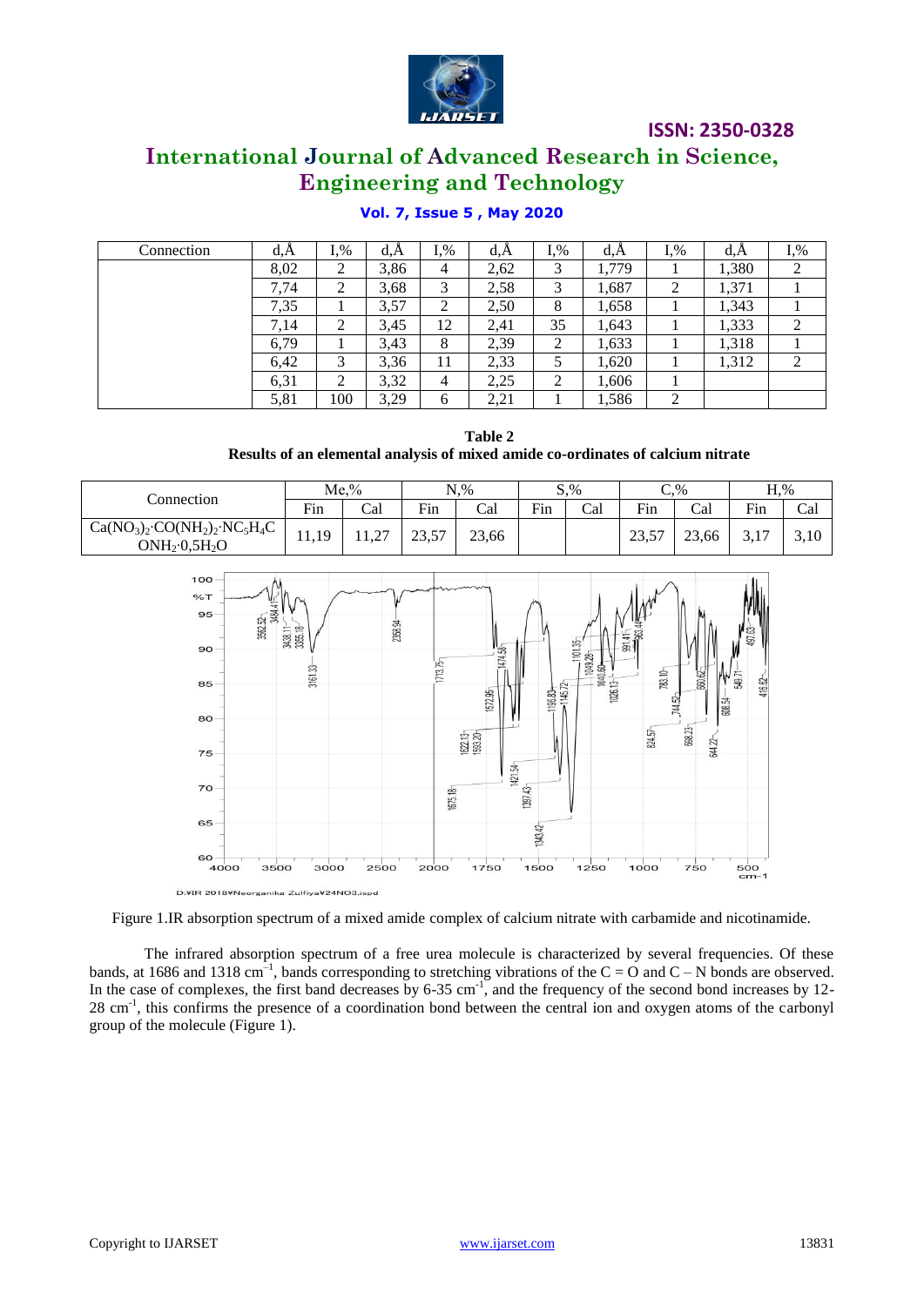| Connection | d,Å | I,% | d,Å | I,% | d,Å | I,% | d,Å | I,% | d,Å | I,% |
|---|---|---|---|---|---|---|---|---|---|---|
| | 8,02 | 2 | 3,86 | 4 | 2,62 | 3 | 1,779 | 1 | 1,380 | 2 |
| | 7,74 | 2 | 3,68 | 3 | 2,58 | 3 | 1,687 | 2 | 1,371 | 1 |
| | 7,35 | 1 | 3,57 | 2 | 2,50 | 8 | 1,658 | 1 | 1,343 | 1 |
| | 7,14 | 2 | 3,45 | 12 | 2,41 | 35 | 1,643 | 1 | 1,333 | 2 |
| | 6,79 | 1 | 3,43 | 8 | 2,39 | 2 | 1,633 | 1 | 1,318 | 1 |
| | 6,42 | 3 | 3,36 | 11 | 2,33 | 5 | 1,620 | 1 | 1,312 | 2 |
| | 6,31 | 2 | 3,32 | 4 | 2,25 | 2 | 1,606 | 1 | | |
| | 5,81 | 100 | 3,29 | 6 | 2,21 | 1 | 1,586 | 2 | | |

**Table 2**
**Results of an elemental analysis of mixed amide co-ordinates of calcium nitrate**

| Connection | Me,% | | N,% | | S,% | | C,% | | H,% | |
|---|---|---|---|---|---|---|---|---|---|---|
| | Fin | Cal | Fin | Cal | Fin | Cal | Fin | Cal | Fin | Cal |
| $Ca(NO_3)_2{\cdot}CO(NH_2)_2{\cdot}NC_5H_4CONH_2{\cdot}0{,}5H_2O$ | 11,19 | 11,27 | 23,57 | 23,66 | | | 23,57 | 23,66 | 3,17 | 3,10 |

Figure 1.IR absorption spectrum of a mixed amide complex of calcium nitrate with carbamide and nicotinamide.

The infrared absorption spectrum of a free urea molecule is characterized by several frequencies. Of these bands, at 1686 and 1318 $cm^{-1}$, bands corresponding to stretching vibrations of the C = O and C – N bonds are observed. In the case of complexes, the first band decreases by 6-35 $cm^{-1}$, and the frequency of the second bond increases by 12-28 $cm^{-1}$, this confirms the presence of a coordination bond between the central ion and oxygen atoms of the carbonyl group of the molecule (Figure 1).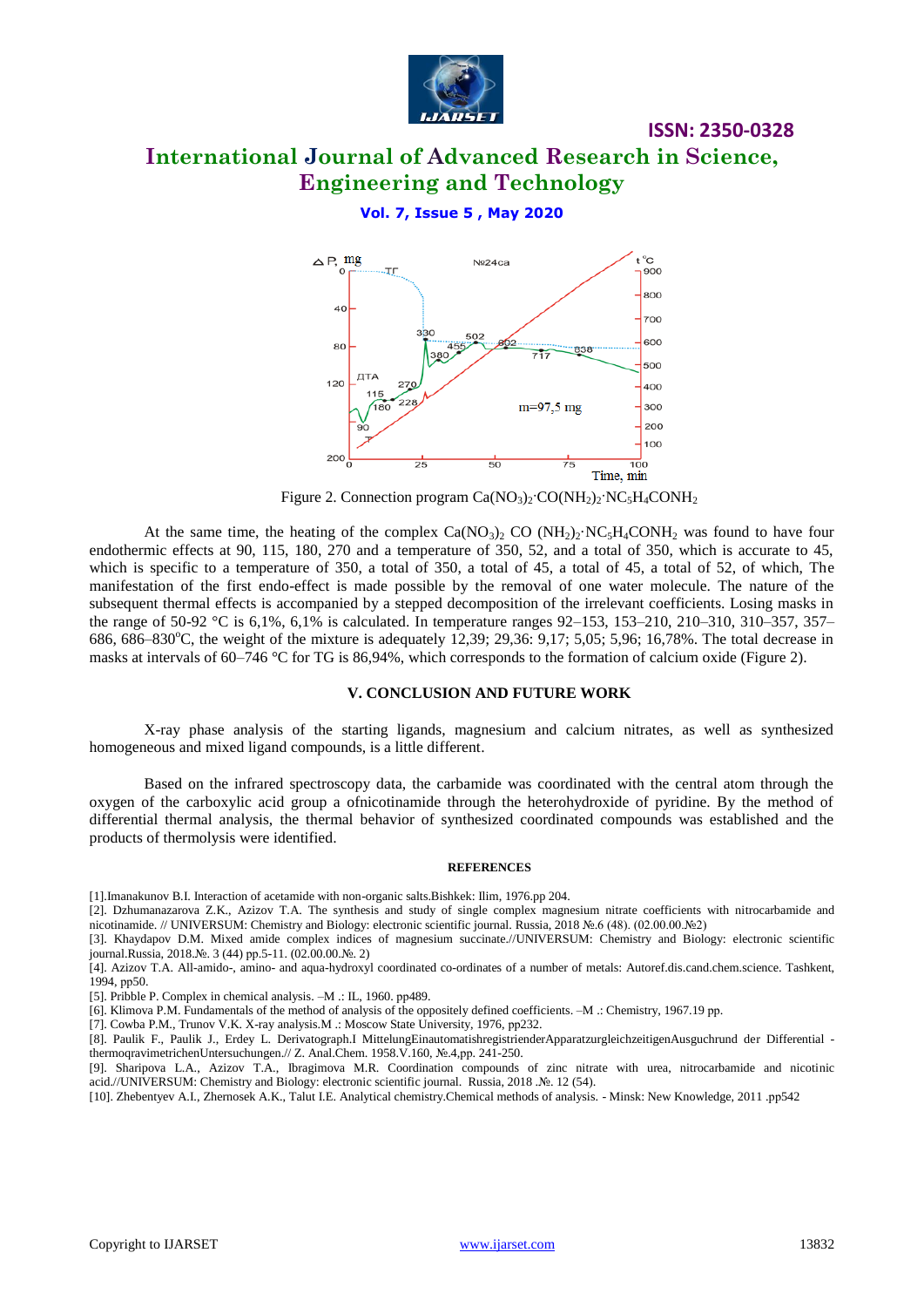ΔP, mg

№24ca

t °C

0

ТГ

900

800

40

700

330

502

600

80

455

602

380

717

838

500

ДТА

120

270

400

115

228

180

m=97,5 mg

300

200

90

100

200

0

25

50

75

100

Time, min

Figure 2. Connection program $Ca(NO_3)_2 \cdot CO(NH_2)_2 \cdot NC_5H_4CONH_2$

At the same time, the heating of the complex $Ca(NO_3)_2$ CO $(NH_2)_2 \cdot NC_5H_4CONH_2$ was found to have four endothermic effects at 90, 115, 180, 270 and a temperature of 350, 52, and a total of 350, which is accurate to 45, which is specific to a temperature of 350, a total of 350, a total of 45, a total of 45, a total of 52, of which, The manifestation of the first endo-effect is made possible by the removal of one water molecule. The nature of the subsequent thermal effects is accompanied by a stepped decomposition of the irrelevant coefficients. Losing masks in the range of 50-92 °C is 6,1%, 6,1% is calculated. In temperature ranges 92–153, 153–210, 210–310, 310–357, 357–686, 686–830°C, the weight of the mixture is adequately 12,39; 29,36: 9,17; 5,05; 5,96; 16,78%. The total decrease in masks at intervals of 60–746 °C for TG is 86,94%, which corresponds to the formation of calcium oxide (Figure 2).

## V. CONCLUSION AND FUTURE WORK

X-ray phase analysis of the starting ligands, magnesium and calcium nitrates, as well as synthesized homogeneous and mixed ligand compounds, is a little different.

Based on the infrared spectroscopy data, the carbamide was coordinated with the central atom through the oxygen of the carboxylic acid group a ofnicotinamide through the heterohydroxide of pyridine. By the method of differential thermal analysis, the thermal behavior of synthesized coordinated compounds was established and the products of thermolysis were identified.

## REFERENCES

[1].Imanakunov B.I. Interaction of acetamide with non-organic salts.Bishkek: Ilim, 1976.pp 204.

[2]. Dzhumanazarova Z.K., Azizov T.A. The synthesis and study of single complex magnesium nitrate coefficients with nitrocarbamide and nicotinamide. // UNIVERSUM: Chemistry and Biology: electronic scientific journal. Russia, 2018 №.6 (48). (02.00.00.№2)

[3]. Khaydapov D.M. Mixed amide complex indices of magnesium succinate.//UNIVERSUM: Chemistry and Biology: electronic scientific journal.Russia, 2018.№. 3 (44) pp.5-11. (02.00.00.№. 2)

[4]. Azizov T.A. All-amido-, amino- and aqua-hydroxyl coordinated co-ordinates of a number of metals: Autoref.dis.cand.chem.science. Tashkent, 1994, pp50.

[5]. Pribble P. Complex in chemical analysis. –M .: IL, 1960. pp489.

[6]. Klimova P.M. Fundamentals of the method of analysis of the oppositely defined coefficients. –M .: Chemistry, 1967.19 pp.

[7]. Cowba P.M., Trunov V.K. X-ray analysis.M .: Moscow State University, 1976, pp232.

[8]. Paulik F., Paulik J., Erdey L. Derivatograph.I MittelungEinautomatishregistrienderApparatzurgleichzeitigenAusguchrund der Differential - thermoqravimetrichenUntersuchungen.// Z. Anal.Chem. 1958.V.160, №.4,pp. 241-250.

[9]. Sharipova L.A., Azizov T.A., Ibragimova M.R. Coordination compounds of zinc nitrate with urea, nitrocarbamide and nicotinic acid.//UNIVERSUM: Chemistry and Biology: electronic scientific journal. Russia, 2018 .№. 12 (54).

[10]. Zhebentyev A.I., Zhernosek A.K., Talut I.E. Analytical chemistry.Chemical methods of analysis. - Minsk: New Knowledge, 2011 .pp542